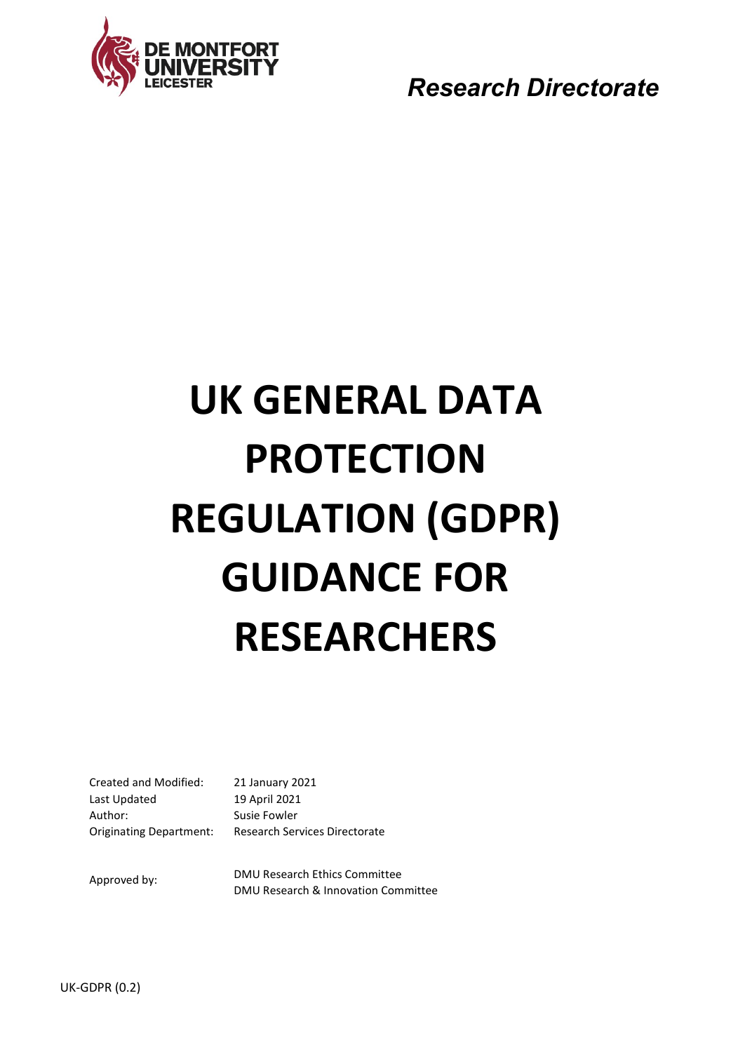DE MONTFORT UNIVERSITY LEICESTER

*Research Directorate*

# UK GENERAL DATA PROTECTION REGULATION (GDPR) GUIDANCE FOR RESEARCHERS

| | |
|---|---|
| Created and Modified: | 21 January 2021 |
| Last Updated | 19 April 2021 |
| Author: | Susie Fowler |
| Originating Department: | Research Services Directorate |
| Approved by: | DMU Research Ethics Committee<br>DMU Research & Innovation Committee |

UK-GDPR (0.2)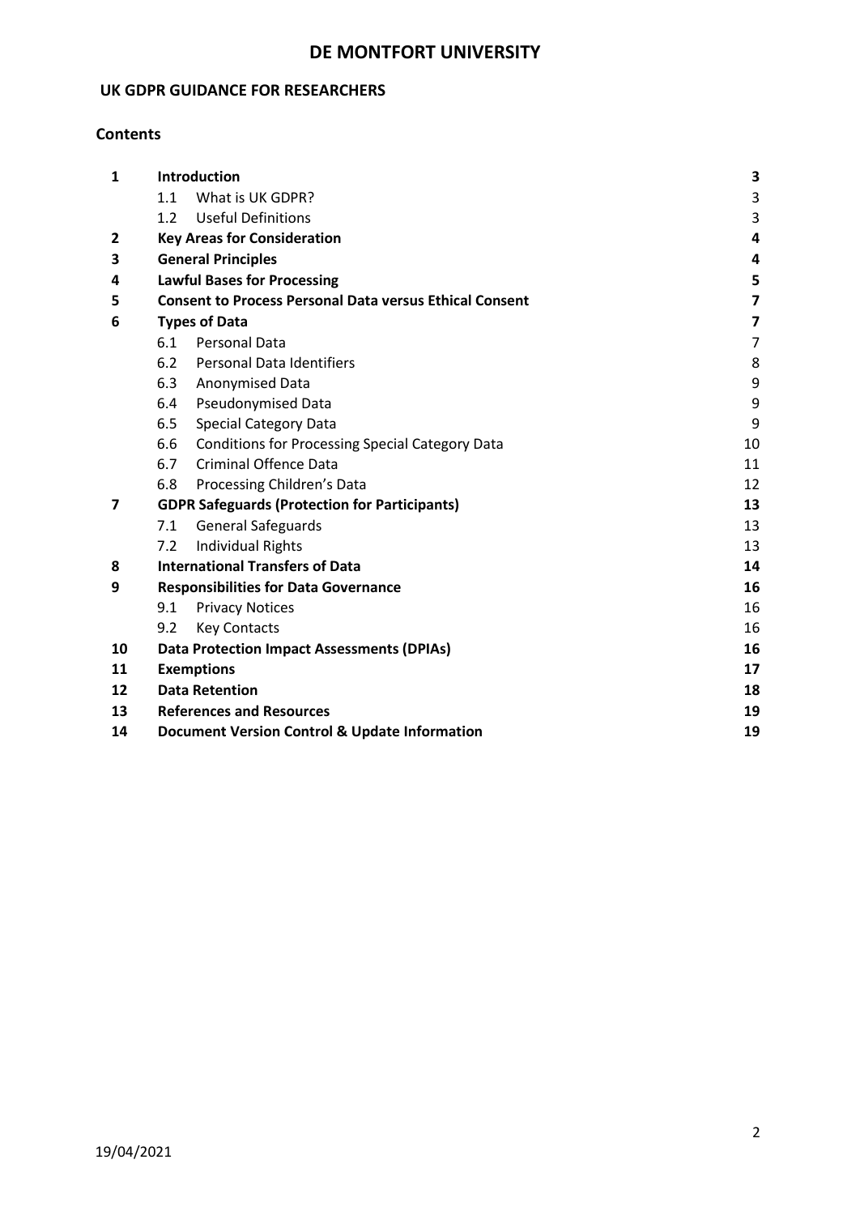# DE MONTFORT UNIVERSITY

## UK GDPR GUIDANCE FOR RESEARCHERS

### Contents

| | | |
|---|---|---|
| **1** | **Introduction** | **3** |
| | 1.1 What is UK GDPR? | 3 |
| | 1.2 Useful Definitions | 3 |
| **2** | **Key Areas for Consideration** | **4** |
| **3** | **General Principles** | **4** |
| **4** | **Lawful Bases for Processing** | **5** |
| **5** | **Consent to Process Personal Data versus Ethical Consent** | **7** |
| **6** | **Types of Data** | **7** |
| | 6.1 Personal Data | 7 |
| | 6.2 Personal Data Identifiers | 8 |
| | 6.3 Anonymised Data | 9 |
| | 6.4 Pseudonymised Data | 9 |
| | 6.5 Special Category Data | 9 |
| | 6.6 Conditions for Processing Special Category Data | 10 |
| | 6.7 Criminal Offence Data | 11 |
| | 6.8 Processing Children's Data | 12 |
| **7** | **GDPR Safeguards (Protection for Participants)** | **13** |
| | 7.1 General Safeguards | 13 |
| | 7.2 Individual Rights | 13 |
| **8** | **International Transfers of Data** | **14** |
| **9** | **Responsibilities for Data Governance** | **16** |
| | 9.1 Privacy Notices | 16 |
| | 9.2 Key Contacts | 16 |
| **10** | **Data Protection Impact Assessments (DPIAs)** | **16** |
| **11** | **Exemptions** | **17** |
| **12** | **Data Retention** | **18** |
| **13** | **References and Resources** | **19** |
| **14** | **Document Version Control & Update Information** | **19** |

19/04/2021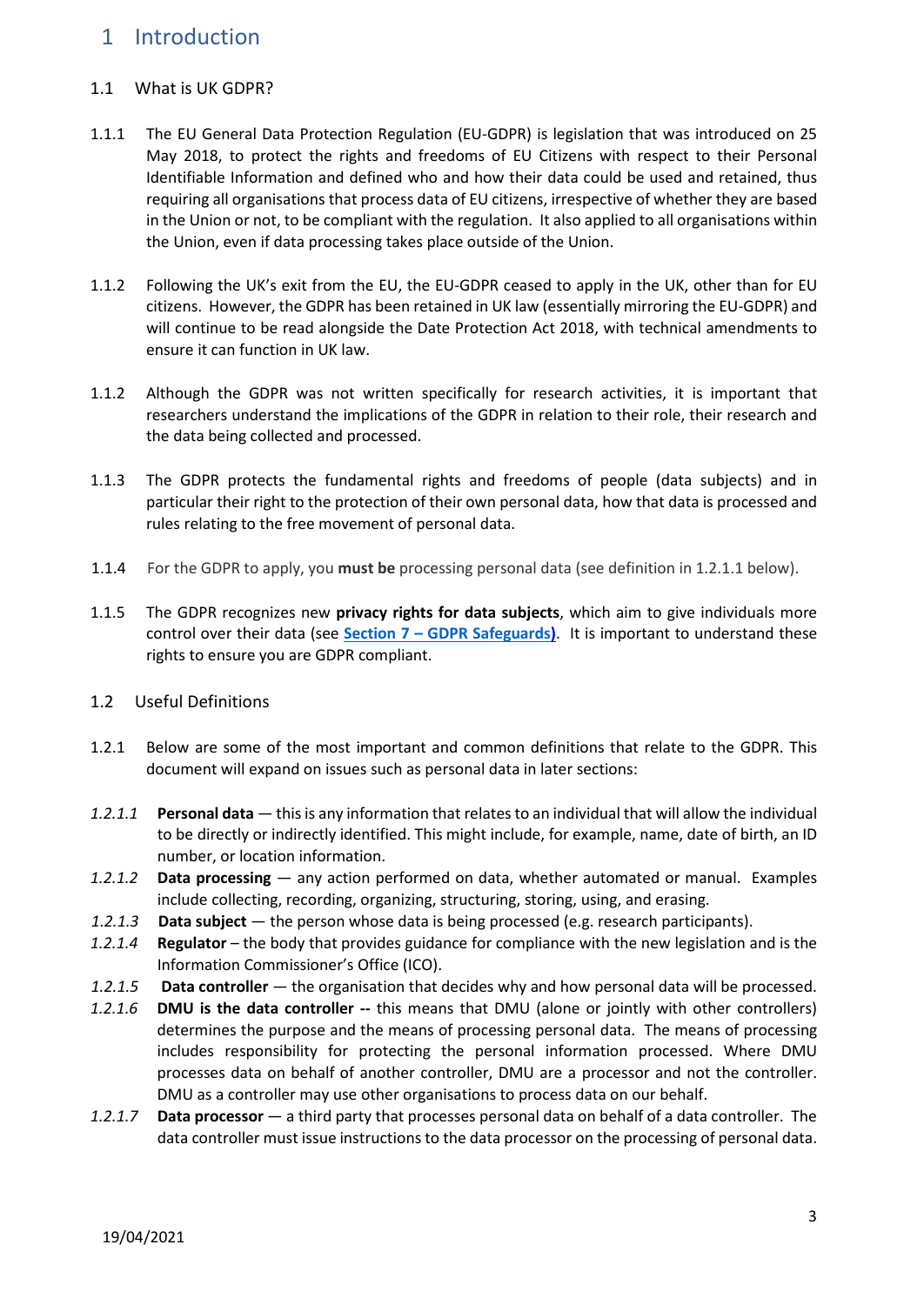# 1 Introduction

## 1.1 What is UK GDPR?

1.1.1 The EU General Data Protection Regulation (EU-GDPR) is legislation that was introduced on 25 May 2018, to protect the rights and freedoms of EU Citizens with respect to their Personal Identifiable Information and defined who and how their data could be used and retained, thus requiring all organisations that process data of EU citizens, irrespective of whether they are based in the Union or not, to be compliant with the regulation. It also applied to all organisations within the Union, even if data processing takes place outside of the Union.

1.1.2 Following the UK's exit from the EU, the EU-GDPR ceased to apply in the UK, other than for EU citizens. However, the GDPR has been retained in UK law (essentially mirroring the EU-GDPR) and will continue to be read alongside the Date Protection Act 2018, with technical amendments to ensure it can function in UK law.

1.1.2 Although the GDPR was not written specifically for research activities, it is important that researchers understand the implications of the GDPR in relation to their role, their research and the data being collected and processed.

1.1.3 The GDPR protects the fundamental rights and freedoms of people (data subjects) and in particular their right to the protection of their own personal data, how that data is processed and rules relating to the free movement of personal data.

1.1.4 For the GDPR to apply, you **must be** processing personal data (see definition in 1.2.1.1 below).

1.1.5 The GDPR recognizes new **privacy rights for data subjects**, which aim to give individuals more control over their data (see **Section 7 – GDPR Safeguards)**. It is important to understand these rights to ensure you are GDPR compliant.

## 1.2 Useful Definitions

1.2.1 Below are some of the most important and common definitions that relate to the GDPR. This document will expand on issues such as personal data in later sections:

*1.2.1.1* **Personal data** — this is any information that relates to an individual that will allow the individual to be directly or indirectly identified. This might include, for example, name, date of birth, an ID number, or location information.

*1.2.1.2* **Data processing** — any action performed on data, whether automated or manual. Examples include collecting, recording, organizing, structuring, storing, using, and erasing.

*1.2.1.3* **Data subject** — the person whose data is being processed (e.g. research participants).

*1.2.1.4* **Regulator** – the body that provides guidance for compliance with the new legislation and is the Information Commissioner's Office (ICO).

*1.2.1.5* **Data controller** — the organisation that decides why and how personal data will be processed.

*1.2.1.6* **DMU is the data controller --** this means that DMU (alone or jointly with other controllers) determines the purpose and the means of processing personal data. The means of processing includes responsibility for protecting the personal information processed. Where DMU processes data on behalf of another controller, DMU are a processor and not the controller. DMU as a controller may use other organisations to process data on our behalf.

*1.2.1.7* **Data processor** — a third party that processes personal data on behalf of a data controller. The data controller must issue instructions to the data processor on the processing of personal data.

19/04/2021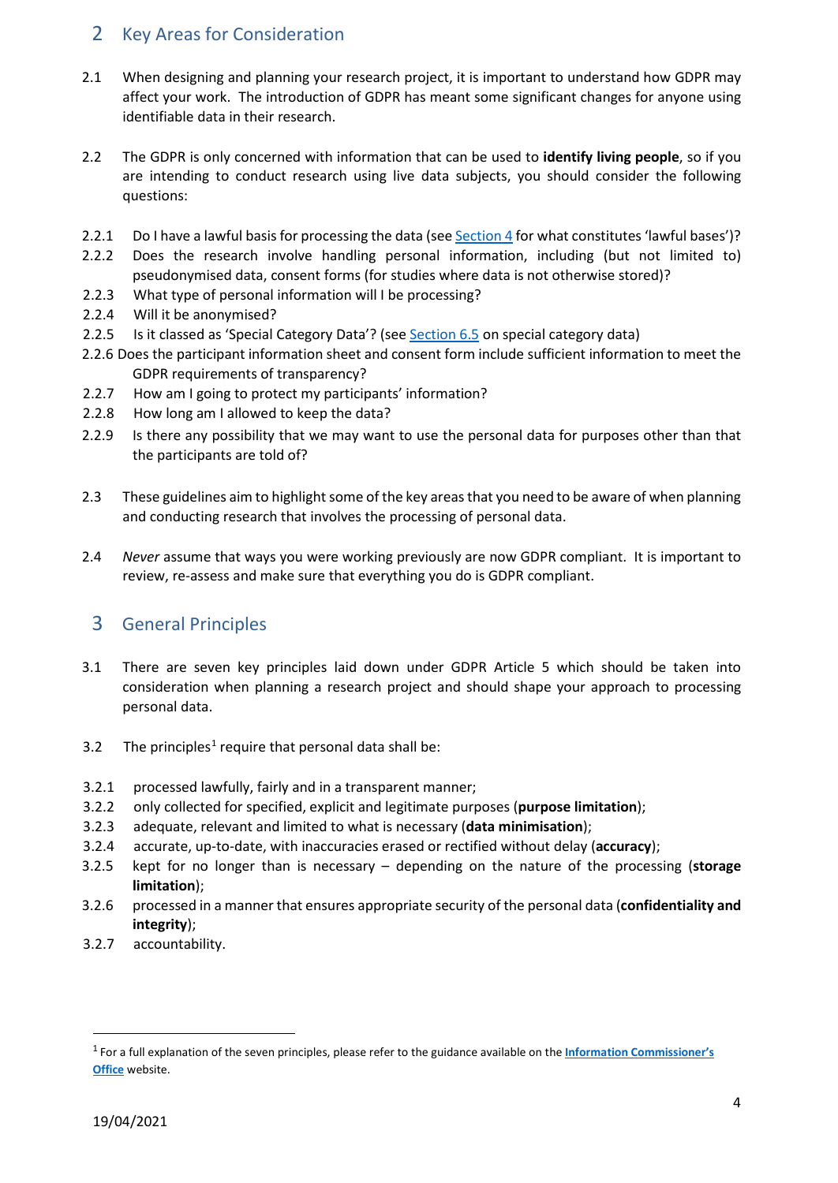## 2 Key Areas for Consideration

2.1 When designing and planning your research project, it is important to understand how GDPR may affect your work. The introduction of GDPR has meant some significant changes for anyone using identifiable data in their research.

2.2 The GDPR is only concerned with information that can be used to **identify living people**, so if you are intending to conduct research using live data subjects, you should consider the following questions:

2.2.1 Do I have a lawful basis for processing the data (see Section 4 for what constitutes 'lawful bases')?
2.2.2 Does the research involve handling personal information, including (but not limited to) pseudonymised data, consent forms (for studies where data is not otherwise stored)?
2.2.3 What type of personal information will I be processing?
2.2.4 Will it be anonymised?
2.2.5 Is it classed as 'Special Category Data'? (see Section 6.5 on special category data)
2.2.6 Does the participant information sheet and consent form include sufficient information to meet the GDPR requirements of transparency?
2.2.7 How am I going to protect my participants' information?
2.2.8 How long am I allowed to keep the data?
2.2.9 Is there any possibility that we may want to use the personal data for purposes other than that the participants are told of?

2.3 These guidelines aim to highlight some of the key areas that you need to be aware of when planning and conducting research that involves the processing of personal data.

2.4 *Never* assume that ways you were working previously are now GDPR compliant. It is important to review, re-assess and make sure that everything you do is GDPR compliant.

## 3 General Principles

3.1 There are seven key principles laid down under GDPR Article 5 which should be taken into consideration when planning a research project and should shape your approach to processing personal data.

3.2 The principles[1] require that personal data shall be:

3.2.1 processed lawfully, fairly and in a transparent manner;
3.2.2 only collected for specified, explicit and legitimate purposes (**purpose limitation**);
3.2.3 adequate, relevant and limited to what is necessary (**data minimisation**);
3.2.4 accurate, up-to-date, with inaccuracies erased or rectified without delay (**accuracy**);
3.2.5 kept for no longer than is necessary – depending on the nature of the processing (**storage limitation**);
3.2.6 processed in a manner that ensures appropriate security of the personal data (**confidentiality and integrity**);
3.2.7 accountability.

[1] For a full explanation of the seven principles, please refer to the guidance available on the **Information Commissioner's Office** website.

19/04/2021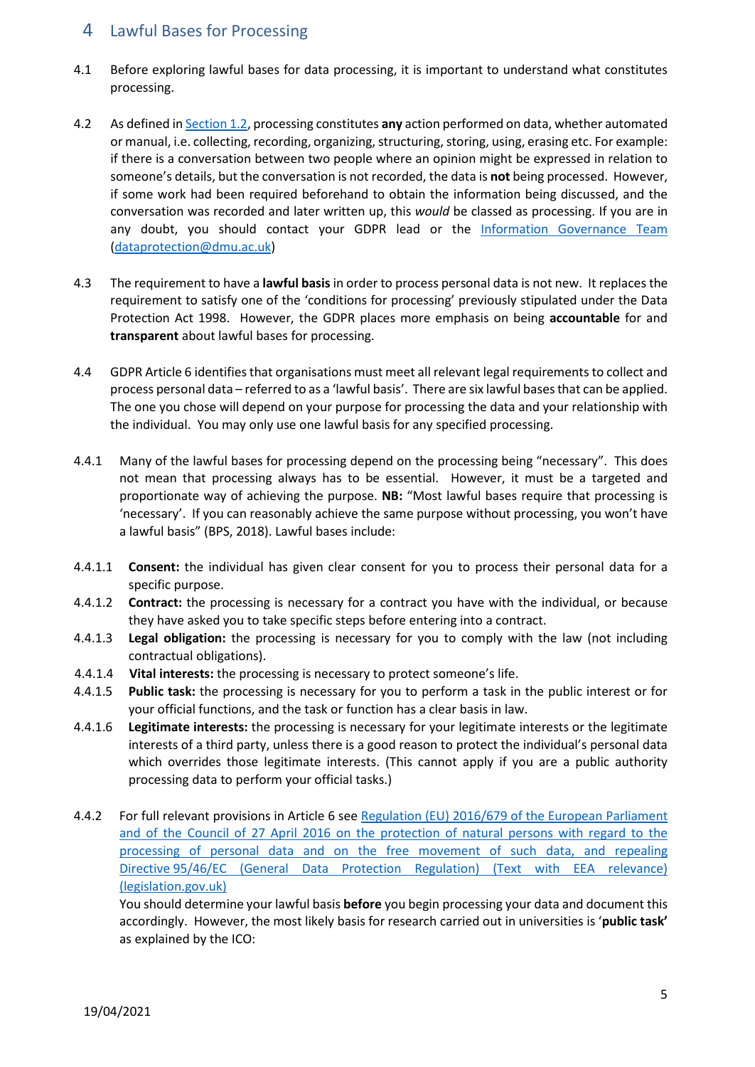## 4 Lawful Bases for Processing

4.1 Before exploring lawful bases for data processing, it is important to understand what constitutes processing.

4.2 As defined in [Section 1.2](#), processing constitutes **any** action performed on data, whether automated or manual, i.e. collecting, recording, organizing, structuring, storing, using, erasing etc. For example: if there is a conversation between two people where an opinion might be expressed in relation to someone's details, but the conversation is not recorded, the data is **not** being processed. However, if some work had been required beforehand to obtain the information being discussed, and the conversation was recorded and later written up, this *would* be classed as processing. If you are in any doubt, you should contact your GDPR lead or the [Information Governance Team](#) ([dataprotection@dmu.ac.uk](mailto:dataprotection@dmu.ac.uk))

4.3 The requirement to have a **lawful basis** in order to process personal data is not new. It replaces the requirement to satisfy one of the 'conditions for processing' previously stipulated under the Data Protection Act 1998. However, the GDPR places more emphasis on being **accountable** for and **transparent** about lawful bases for processing.

4.4 GDPR Article 6 identifies that organisations must meet all relevant legal requirements to collect and process personal data – referred to as a 'lawful basis'. There are six lawful bases that can be applied. The one you chose will depend on your purpose for processing the data and your relationship with the individual. You may only use one lawful basis for any specified processing.

4.4.1 Many of the lawful bases for processing depend on the processing being "necessary". This does not mean that processing always has to be essential. However, it must be a targeted and proportionate way of achieving the purpose. **NB:** "Most lawful bases require that processing is 'necessary'. If you can reasonably achieve the same purpose without processing, you won't have a lawful basis" (BPS, 2018). Lawful bases include:

4.4.1.1 **Consent:** the individual has given clear consent for you to process their personal data for a specific purpose.

4.4.1.2 **Contract:** the processing is necessary for a contract you have with the individual, or because they have asked you to take specific steps before entering into a contract.

4.4.1.3 **Legal obligation:** the processing is necessary for you to comply with the law (not including contractual obligations).

4.4.1.4 **Vital interests:** the processing is necessary to protect someone's life.

4.4.1.5 **Public task:** the processing is necessary for you to perform a task in the public interest or for your official functions, and the task or function has a clear basis in law.

4.4.1.6 **Legitimate interests:** the processing is necessary for your legitimate interests or the legitimate interests of a third party, unless there is a good reason to protect the individual's personal data which overrides those legitimate interests. (This cannot apply if you are a public authority processing data to perform your official tasks.)

4.4.2 For full relevant provisions in Article 6 see [Regulation (EU) 2016/679 of the European Parliament and of the Council of 27 April 2016 on the protection of natural persons with regard to the processing of personal data and on the free movement of such data, and repealing Directive 95/46/EC (General Data Protection Regulation) (Text with EEA relevance) (legislation.gov.uk)](#)

You should determine your lawful basis **before** you begin processing your data and document this accordingly. However, the most likely basis for research carried out in universities is '**public task'** as explained by the ICO: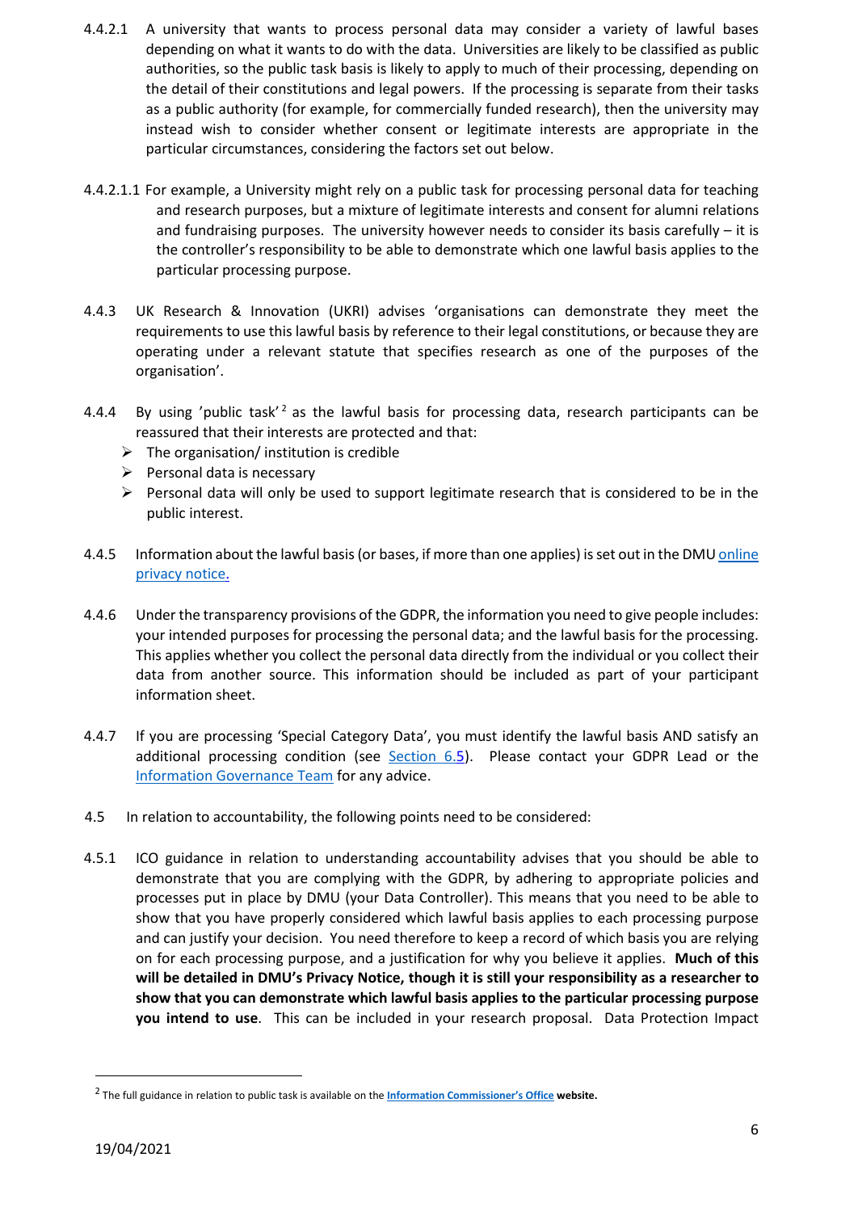4.4.2.1 A university that wants to process personal data may consider a variety of lawful bases depending on what it wants to do with the data. Universities are likely to be classified as public authorities, so the public task basis is likely to apply to much of their processing, depending on the detail of their constitutions and legal powers. If the processing is separate from their tasks as a public authority (for example, for commercially funded research), then the university may instead wish to consider whether consent or legitimate interests are appropriate in the particular circumstances, considering the factors set out below.

4.4.2.1.1 For example, a University might rely on a public task for processing personal data for teaching and research purposes, but a mixture of legitimate interests and consent for alumni relations and fundraising purposes. The university however needs to consider its basis carefully – it is the controller's responsibility to be able to demonstrate which one lawful basis applies to the particular processing purpose.

4.4.3 UK Research & Innovation (UKRI) advises 'organisations can demonstrate they meet the requirements to use this lawful basis by reference to their legal constitutions, or because they are operating under a relevant statute that specifies research as one of the purposes of the organisation'.

4.4.4 By using 'public task'[2] as the lawful basis for processing data, research participants can be reassured that their interests are protected and that:

- The organisation/ institution is credible
- Personal data is necessary
- Personal data will only be used to support legitimate research that is considered to be in the public interest.

4.4.5 Information about the lawful basis (or bases, if more than one applies) is set out in the DMU online privacy notice.

4.4.6 Under the transparency provisions of the GDPR, the information you need to give people includes: your intended purposes for processing the personal data; and the lawful basis for the processing. This applies whether you collect the personal data directly from the individual or you collect their data from another source. This information should be included as part of your participant information sheet.

4.4.7 If you are processing 'Special Category Data', you must identify the lawful basis AND satisfy an additional processing condition (see Section 6.5). Please contact your GDPR Lead or the Information Governance Team for any advice.

4.5 In relation to accountability, the following points need to be considered:

4.5.1 ICO guidance in relation to understanding accountability advises that you should be able to demonstrate that you are complying with the GDPR, by adhering to appropriate policies and processes put in place by DMU (your Data Controller). This means that you need to be able to show that you have properly considered which lawful basis applies to each processing purpose and can justify your decision. You need therefore to keep a record of which basis you are relying on for each processing purpose, and a justification for why you believe it applies. **Much of this will be detailed in DMU's Privacy Notice, though it is still your responsibility as a researcher to show that you can demonstrate which lawful basis applies to the particular processing purpose you intend to use**. This can be included in your research proposal. Data Protection Impact

---

[2] The full guidance in relation to public task is available on the **Information Commissioner's Office website.**

19/04/2021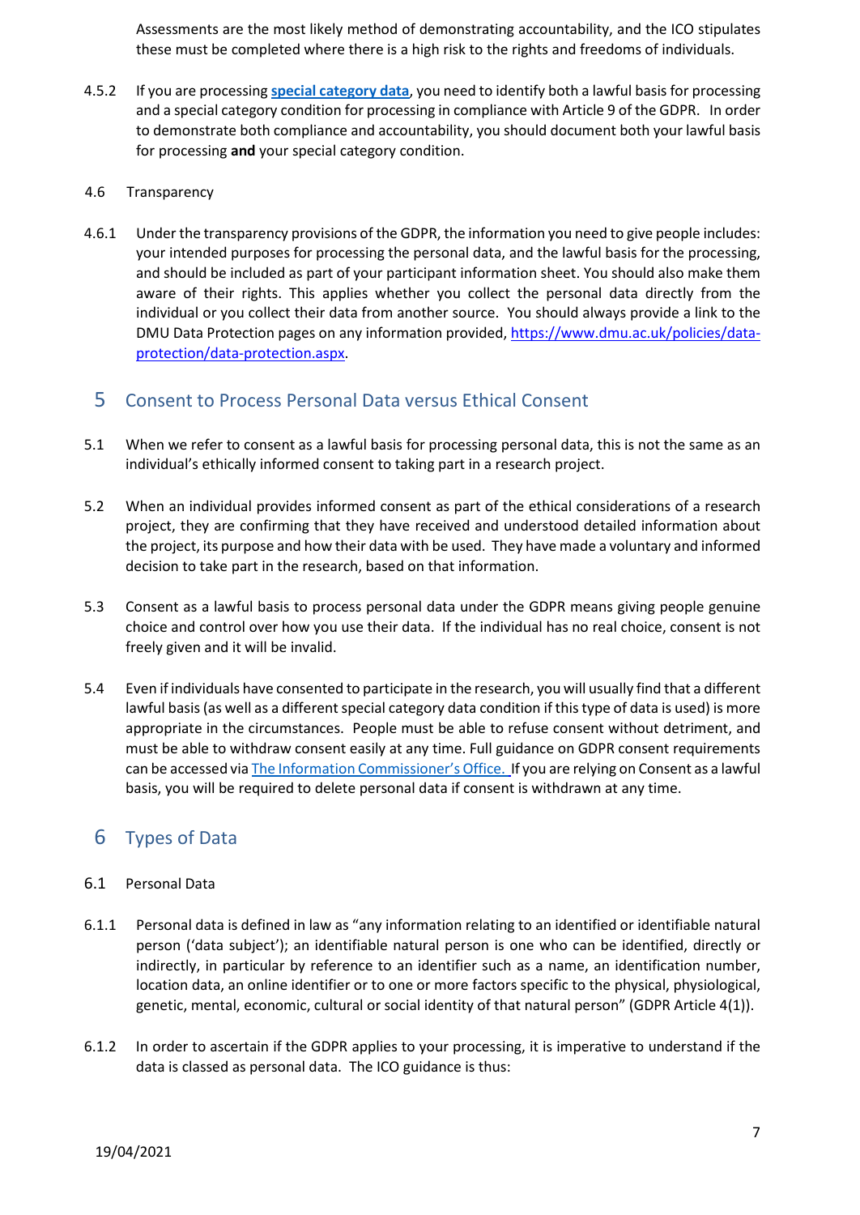Assessments are the most likely method of demonstrating accountability, and the ICO stipulates these must be completed where there is a high risk to the rights and freedoms of individuals.

4.5.2 If you are processing **special category data**, you need to identify both a lawful basis for processing and a special category condition for processing in compliance with Article 9 of the GDPR. In order to demonstrate both compliance and accountability, you should document both your lawful basis for processing **and** your special category condition.

4.6 Transparency

4.6.1 Under the transparency provisions of the GDPR, the information you need to give people includes: your intended purposes for processing the personal data, and the lawful basis for the processing, and should be included as part of your participant information sheet. You should also make them aware of their rights. This applies whether you collect the personal data directly from the individual or you collect their data from another source. You should always provide a link to the DMU Data Protection pages on any information provided, https://www.dmu.ac.uk/policies/data-protection/data-protection.aspx.

## 5 Consent to Process Personal Data versus Ethical Consent

5.1 When we refer to consent as a lawful basis for processing personal data, this is not the same as an individual's ethically informed consent to taking part in a research project.

5.2 When an individual provides informed consent as part of the ethical considerations of a research project, they are confirming that they have received and understood detailed information about the project, its purpose and how their data with be used. They have made a voluntary and informed decision to take part in the research, based on that information.

5.3 Consent as a lawful basis to process personal data under the GDPR means giving people genuine choice and control over how you use their data. If the individual has no real choice, consent is not freely given and it will be invalid.

5.4 Even if individuals have consented to participate in the research, you will usually find that a different lawful basis (as well as a different special category data condition if this type of data is used) is more appropriate in the circumstances. People must be able to refuse consent without detriment, and must be able to withdraw consent easily at any time. Full guidance on GDPR consent requirements can be accessed via The Information Commissioner's Office. If you are relying on Consent as a lawful basis, you will be required to delete personal data if consent is withdrawn at any time.

## 6 Types of Data

6.1 Personal Data

6.1.1 Personal data is defined in law as "any information relating to an identified or identifiable natural person ('data subject'); an identifiable natural person is one who can be identified, directly or indirectly, in particular by reference to an identifier such as a name, an identification number, location data, an online identifier or to one or more factors specific to the physical, physiological, genetic, mental, economic, cultural or social identity of that natural person" (GDPR Article 4(1)).

6.1.2 In order to ascertain if the GDPR applies to your processing, it is imperative to understand if the data is classed as personal data. The ICO guidance is thus:

19/04/2021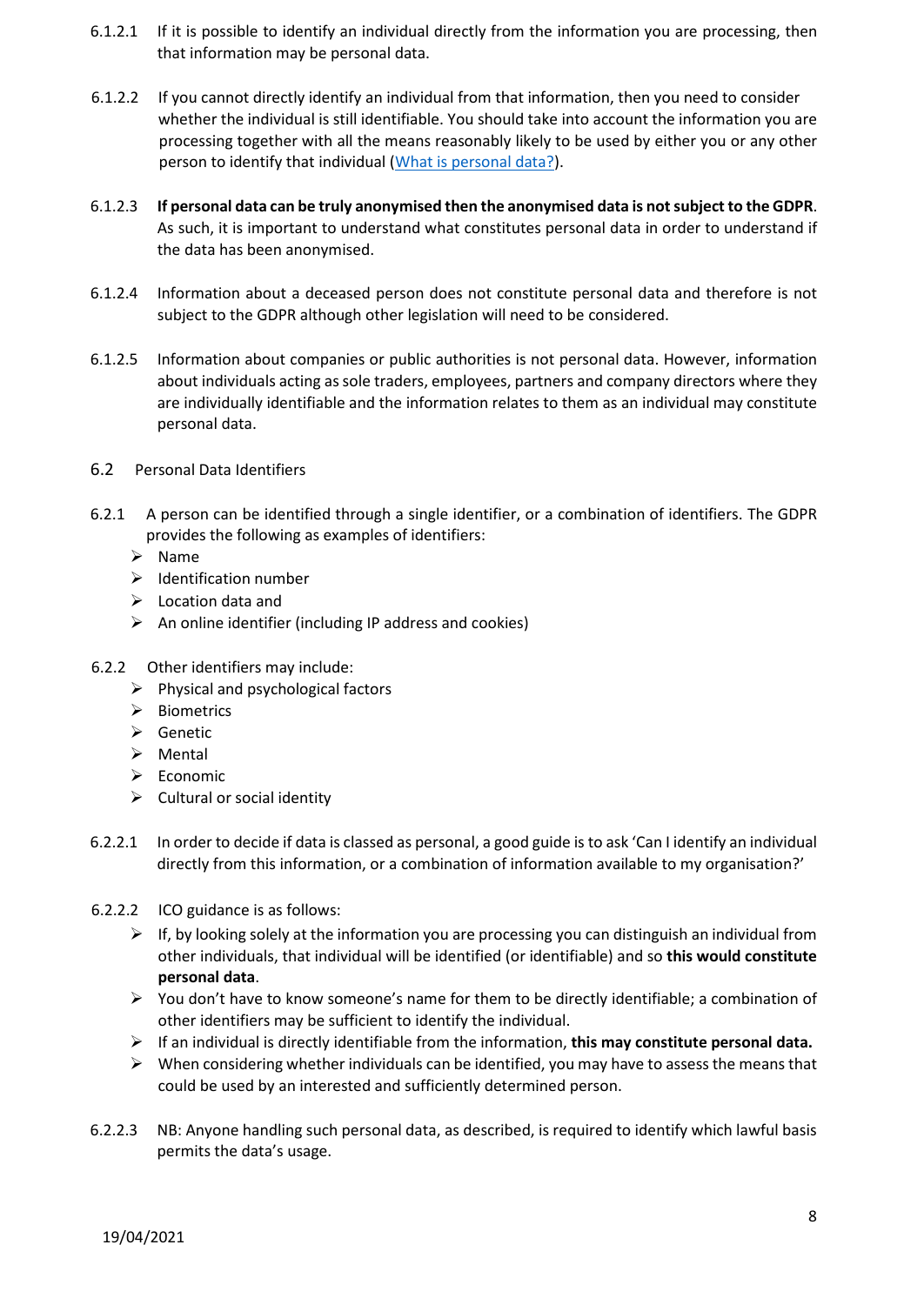6.1.2.1 If it is possible to identify an individual directly from the information you are processing, then that information may be personal data.

6.1.2.2 If you cannot directly identify an individual from that information, then you need to consider whether the individual is still identifiable. You should take into account the information you are processing together with all the means reasonably likely to be used by either you or any other person to identify that individual ([What is personal data?]()).

6.1.2.3 **If personal data can be truly anonymised then the anonymised data is not subject to the GDPR**. As such, it is important to understand what constitutes personal data in order to understand if the data has been anonymised.

6.1.2.4 Information about a deceased person does not constitute personal data and therefore is not subject to the GDPR although other legislation will need to be considered.

6.1.2.5 Information about companies or public authorities is not personal data. However, information about individuals acting as sole traders, employees, partners and company directors where they are individually identifiable and the information relates to them as an individual may constitute personal data.

## 6.2 Personal Data Identifiers

6.2.1 A person can be identified through a single identifier, or a combination of identifiers. The GDPR provides the following as examples of identifiers:

- Name
- Identification number
- Location data and
- An online identifier (including IP address and cookies)

6.2.2 Other identifiers may include:

- Physical and psychological factors
- Biometrics
- Genetic
- Mental
- Economic
- Cultural or social identity

6.2.2.1 In order to decide if data is classed as personal, a good guide is to ask 'Can I identify an individual directly from this information, or a combination of information available to my organisation?'

6.2.2.2 ICO guidance is as follows:

- If, by looking solely at the information you are processing you can distinguish an individual from other individuals, that individual will be identified (or identifiable) and so **this would constitute personal data**.
- You don't have to know someone's name for them to be directly identifiable; a combination of other identifiers may be sufficient to identify the individual.
- If an individual is directly identifiable from the information, **this may constitute personal data.**
- When considering whether individuals can be identified, you may have to assess the means that could be used by an interested and sufficiently determined person.

6.2.2.3 NB: Anyone handling such personal data, as described, is required to identify which lawful basis permits the data's usage.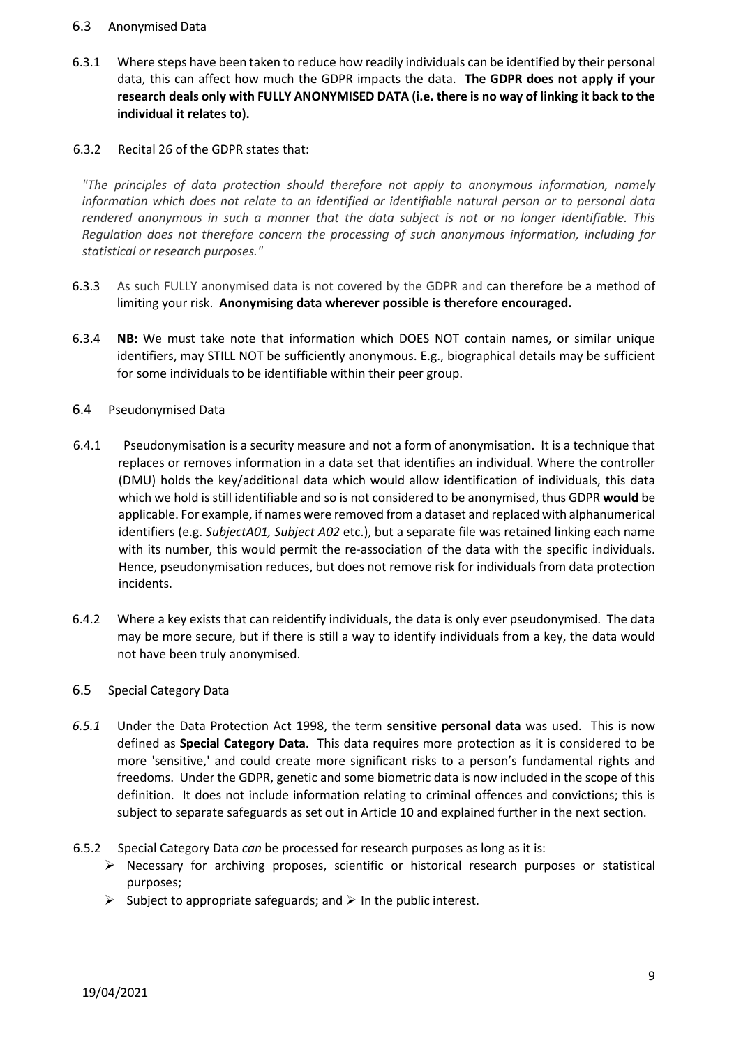### 6.3 Anonymised Data

6.3.1 Where steps have been taken to reduce how readily individuals can be identified by their personal data, this can affect how much the GDPR impacts the data. **The GDPR does not apply if your research deals only with FULLY ANONYMISED DATA (i.e. there is no way of linking it back to the individual it relates to).**

6.3.2 Recital 26 of the GDPR states that:

*"The principles of data protection should therefore not apply to anonymous information, namely information which does not relate to an identified or identifiable natural person or to personal data rendered anonymous in such a manner that the data subject is not or no longer identifiable. This Regulation does not therefore concern the processing of such anonymous information, including for statistical or research purposes."*

6.3.3 As such FULLY anonymised data is not covered by the GDPR and can therefore be a method of limiting your risk. **Anonymising data wherever possible is therefore encouraged.**

6.3.4 **NB:** We must take note that information which DOES NOT contain names, or similar unique identifiers, may STILL NOT be sufficiently anonymous. E.g., biographical details may be sufficient for some individuals to be identifiable within their peer group.

### 6.4 Pseudonymised Data

6.4.1 Pseudonymisation is a security measure and not a form of anonymisation. It is a technique that replaces or removes information in a data set that identifies an individual. Where the controller (DMU) holds the key/additional data which would allow identification of individuals, this data which we hold is still identifiable and so is not considered to be anonymised, thus GDPR **would** be applicable. For example, if names were removed from a dataset and replaced with alphanumerical identifiers (e.g. *SubjectA01, Subject A02* etc.), but a separate file was retained linking each name with its number, this would permit the re-association of the data with the specific individuals. Hence, pseudonymisation reduces, but does not remove risk for individuals from data protection incidents.

6.4.2 Where a key exists that can reidentify individuals, the data is only ever pseudonymised. The data may be more secure, but if there is still a way to identify individuals from a key, the data would not have been truly anonymised.

### 6.5 Special Category Data

*6.5.1* Under the Data Protection Act 1998, the term **sensitive personal data** was used. This is now defined as **Special Category Data**. This data requires more protection as it is considered to be more 'sensitive,' and could create more significant risks to a person's fundamental rights and freedoms. Under the GDPR, genetic and some biometric data is now included in the scope of this definition. It does not include information relating to criminal offences and convictions; this is subject to separate safeguards as set out in Article 10 and explained further in the next section.

6.5.2 Special Category Data *can* be processed for research purposes as long as it is:

- Necessary for archiving proposes, scientific or historical research purposes or statistical purposes;
- Subject to appropriate safeguards; and
- In the public interest.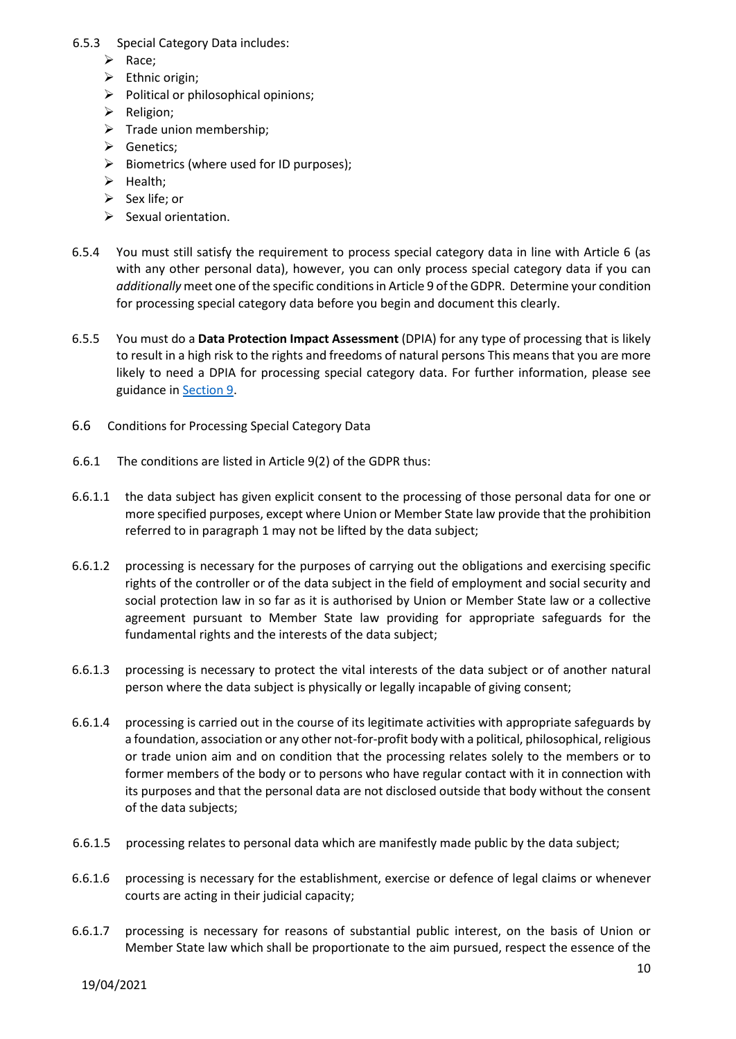6.5.3 Special Category Data includes:

- Race;
- Ethnic origin;
- Political or philosophical opinions;
- Religion;
- Trade union membership;
- Genetics;
- Biometrics (where used for ID purposes);
- Health;
- Sex life; or
- Sexual orientation.

6.5.4 You must still satisfy the requirement to process special category data in line with Article 6 (as with any other personal data), however, you can only process special category data if you can *additionally* meet one of the specific conditions in Article 9 of the GDPR. Determine your condition for processing special category data before you begin and document this clearly.

6.5.5 You must do a **Data Protection Impact Assessment** (DPIA) for any type of processing that is likely to result in a high risk to the rights and freedoms of natural persons This means that you are more likely to need a DPIA for processing special category data. For further information, please see guidance in [Section 9](#).

## 6.6 Conditions for Processing Special Category Data

6.6.1 The conditions are listed in Article 9(2) of the GDPR thus:

6.6.1.1 the data subject has given explicit consent to the processing of those personal data for one or more specified purposes, except where Union or Member State law provide that the prohibition referred to in paragraph 1 may not be lifted by the data subject;

6.6.1.2 processing is necessary for the purposes of carrying out the obligations and exercising specific rights of the controller or of the data subject in the field of employment and social security and social protection law in so far as it is authorised by Union or Member State law or a collective agreement pursuant to Member State law providing for appropriate safeguards for the fundamental rights and the interests of the data subject;

6.6.1.3 processing is necessary to protect the vital interests of the data subject or of another natural person where the data subject is physically or legally incapable of giving consent;

6.6.1.4 processing is carried out in the course of its legitimate activities with appropriate safeguards by a foundation, association or any other not-for-profit body with a political, philosophical, religious or trade union aim and on condition that the processing relates solely to the members or to former members of the body or to persons who have regular contact with it in connection with its purposes and that the personal data are not disclosed outside that body without the consent of the data subjects;

6.6.1.5 processing relates to personal data which are manifestly made public by the data subject;

6.6.1.6 processing is necessary for the establishment, exercise or defence of legal claims or whenever courts are acting in their judicial capacity;

6.6.1.7 processing is necessary for reasons of substantial public interest, on the basis of Union or Member State law which shall be proportionate to the aim pursued, respect the essence of the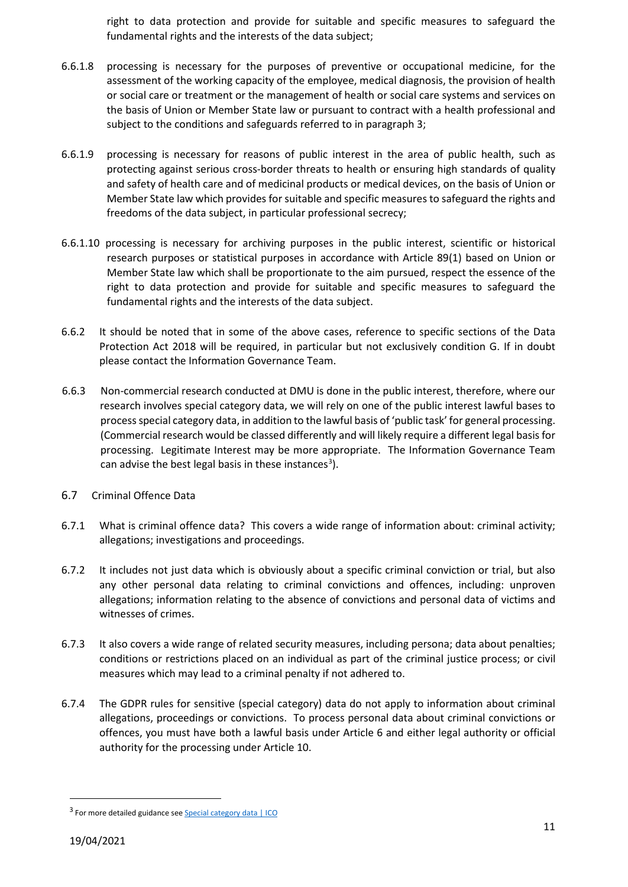right to data protection and provide for suitable and specific measures to safeguard the fundamental rights and the interests of the data subject;

6.6.1.8 processing is necessary for the purposes of preventive or occupational medicine, for the assessment of the working capacity of the employee, medical diagnosis, the provision of health or social care or treatment or the management of health or social care systems and services on the basis of Union or Member State law or pursuant to contract with a health professional and subject to the conditions and safeguards referred to in paragraph 3;

6.6.1.9 processing is necessary for reasons of public interest in the area of public health, such as protecting against serious cross-border threats to health or ensuring high standards of quality and safety of health care and of medicinal products or medical devices, on the basis of Union or Member State law which provides for suitable and specific measures to safeguard the rights and freedoms of the data subject, in particular professional secrecy;

6.6.1.10 processing is necessary for archiving purposes in the public interest, scientific or historical research purposes or statistical purposes in accordance with Article 89(1) based on Union or Member State law which shall be proportionate to the aim pursued, respect the essence of the right to data protection and provide for suitable and specific measures to safeguard the fundamental rights and the interests of the data subject.

6.6.2 It should be noted that in some of the above cases, reference to specific sections of the Data Protection Act 2018 will be required, in particular but not exclusively condition G. If in doubt please contact the Information Governance Team.

6.6.3 Non-commercial research conducted at DMU is done in the public interest, therefore, where our research involves special category data, we will rely on one of the public interest lawful bases to process special category data, in addition to the lawful basis of 'public task' for general processing. (Commercial research would be classed differently and will likely require a different legal basis for processing. Legitimate Interest may be more appropriate. The Information Governance Team can advise the best legal basis in these instances[3]).

## 6.7 Criminal Offence Data

6.7.1 What is criminal offence data? This covers a wide range of information about: criminal activity; allegations; investigations and proceedings.

6.7.2 It includes not just data which is obviously about a specific criminal conviction or trial, but also any other personal data relating to criminal convictions and offences, including: unproven allegations; information relating to the absence of convictions and personal data of victims and witnesses of crimes.

6.7.3 It also covers a wide range of related security measures, including persona; data about penalties; conditions or restrictions placed on an individual as part of the criminal justice process; or civil measures which may lead to a criminal penalty if not adhered to.

6.7.4 The GDPR rules for sensitive (special category) data do not apply to information about criminal allegations, proceedings or convictions. To process personal data about criminal convictions or offences, you must have both a lawful basis under Article 6 and either legal authority or official authority for the processing under Article 10.

[3] For more detailed guidance see Special category data | ICO

19/04/2021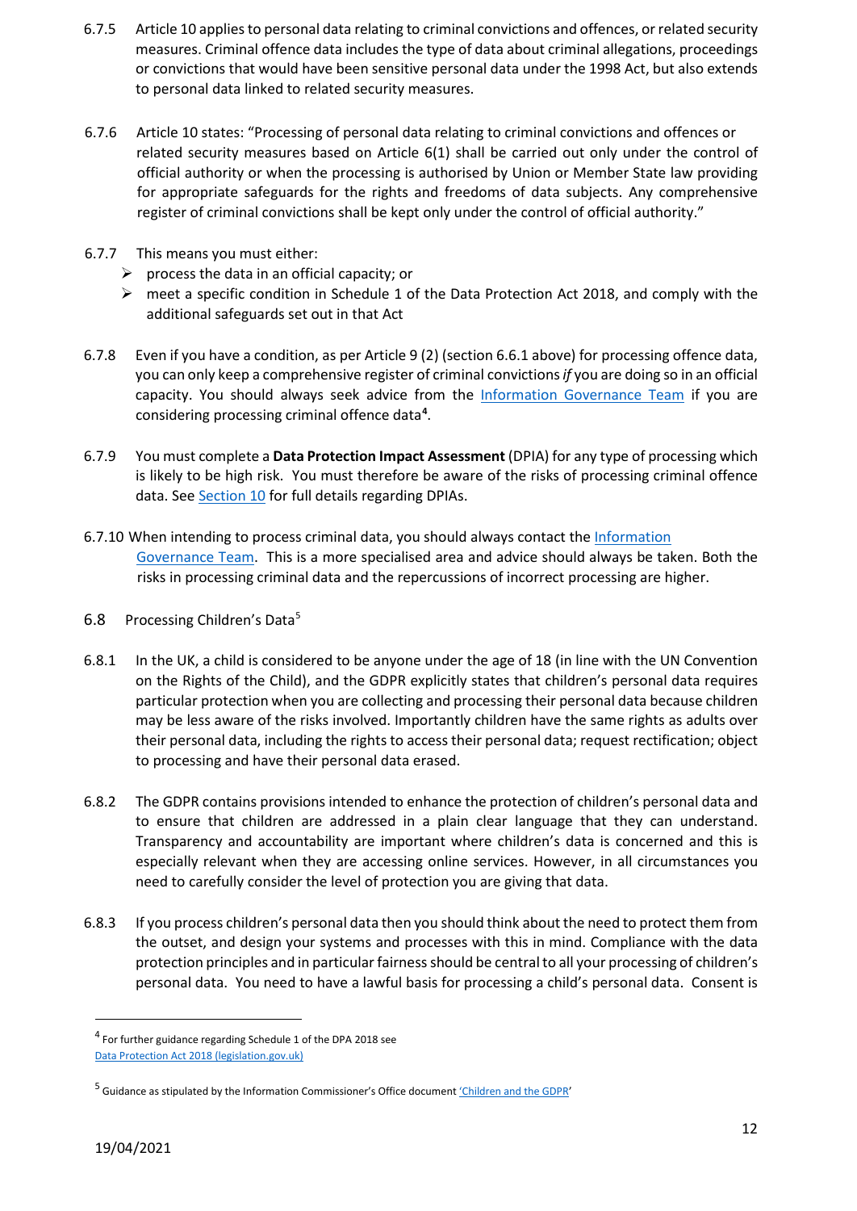6.7.5 Article 10 applies to personal data relating to criminal convictions and offences, or related security measures. Criminal offence data includes the type of data about criminal allegations, proceedings or convictions that would have been sensitive personal data under the 1998 Act, but also extends to personal data linked to related security measures.

6.7.6 Article 10 states: "Processing of personal data relating to criminal convictions and offences or related security measures based on Article 6(1) shall be carried out only under the control of official authority or when the processing is authorised by Union or Member State law providing for appropriate safeguards for the rights and freedoms of data subjects. Any comprehensive register of criminal convictions shall be kept only under the control of official authority."

6.7.7 This means you must either:

- process the data in an official capacity; or
- meet a specific condition in Schedule 1 of the Data Protection Act 2018, and comply with the additional safeguards set out in that Act

6.7.8 Even if you have a condition, as per Article 9 (2) (section 6.6.1 above) for processing offence data, you can only keep a comprehensive register of criminal convictions *if* you are doing so in an official capacity. You should always seek advice from the Information Governance Team if you are considering processing criminal offence data[4].

6.7.9 You must complete a **Data Protection Impact Assessment** (DPIA) for any type of processing which is likely to be high risk. You must therefore be aware of the risks of processing criminal offence data. See Section 10 for full details regarding DPIAs.

6.7.10 When intending to process criminal data, you should always contact the Information Governance Team. This is a more specialised area and advice should always be taken. Both the risks in processing criminal data and the repercussions of incorrect processing are higher.

## 6.8 Processing Children's Data[5]

6.8.1 In the UK, a child is considered to be anyone under the age of 18 (in line with the UN Convention on the Rights of the Child), and the GDPR explicitly states that children's personal data requires particular protection when you are collecting and processing their personal data because children may be less aware of the risks involved. Importantly children have the same rights as adults over their personal data, including the rights to access their personal data; request rectification; object to processing and have their personal data erased.

6.8.2 The GDPR contains provisions intended to enhance the protection of children's personal data and to ensure that children are addressed in a plain clear language that they can understand. Transparency and accountability are important where children's data is concerned and this is especially relevant when they are accessing online services. However, in all circumstances you need to carefully consider the level of protection you are giving that data.

6.8.3 If you process children's personal data then you should think about the need to protect them from the outset, and design your systems and processes with this in mind. Compliance with the data protection principles and in particular fairness should be central to all your processing of children's personal data. You need to have a lawful basis for processing a child's personal data. Consent is

---

[4] For further guidance regarding Schedule 1 of the DPA 2018 see Data Protection Act 2018 (legislation.gov.uk)

[5] Guidance as stipulated by the Information Commissioner's Office document 'Children and the GDPR'

19/04/2021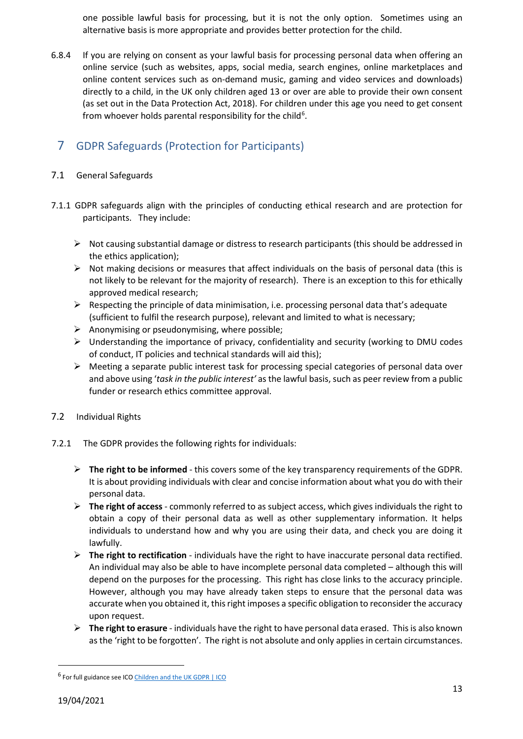one possible lawful basis for processing, but it is not the only option. Sometimes using an alternative basis is more appropriate and provides better protection for the child.

6.8.4 If you are relying on consent as your lawful basis for processing personal data when offering an online service (such as websites, apps, social media, search engines, online marketplaces and online content services such as on-demand music, gaming and video services and downloads) directly to a child, in the UK only children aged 13 or over are able to provide their own consent (as set out in the Data Protection Act, 2018). For children under this age you need to get consent from whoever holds parental responsibility for the child[6].

# 7 GDPR Safeguards (Protection for Participants)

## 7.1 General Safeguards

7.1.1 GDPR safeguards align with the principles of conducting ethical research and are protection for participants. They include:

- Not causing substantial damage or distress to research participants (this should be addressed in the ethics application);
- Not making decisions or measures that affect individuals on the basis of personal data (this is not likely to be relevant for the majority of research). There is an exception to this for ethically approved medical research;
- Respecting the principle of data minimisation, i.e. processing personal data that's adequate (sufficient to fulfil the research purpose), relevant and limited to what is necessary;
- Anonymising or pseudonymising, where possible;
- Understanding the importance of privacy, confidentiality and security (working to DMU codes of conduct, IT policies and technical standards will aid this);
- Meeting a separate public interest task for processing special categories of personal data over and above using '*task in the public interest*' as the lawful basis, such as peer review from a public funder or research ethics committee approval.

## 7.2 Individual Rights

7.2.1 The GDPR provides the following rights for individuals:

- **The right to be informed** - this covers some of the key transparency requirements of the GDPR. It is about providing individuals with clear and concise information about what you do with their personal data.
- **The right of access** - commonly referred to as subject access, which gives individuals the right to obtain a copy of their personal data as well as other supplementary information. It helps individuals to understand how and why you are using their data, and check you are doing it lawfully.
- **The right to rectification** - individuals have the right to have inaccurate personal data rectified. An individual may also be able to have incomplete personal data completed – although this will depend on the purposes for the processing. This right has close links to the accuracy principle. However, although you may have already taken steps to ensure that the personal data was accurate when you obtained it, this right imposes a specific obligation to reconsider the accuracy upon request.
- **The right to erasure** - individuals have the right to have personal data erased. This is also known as the 'right to be forgotten'. The right is not absolute and only applies in certain circumstances.

---

[6] For full guidance see ICO Children and the UK GDPR | ICO

19/04/2021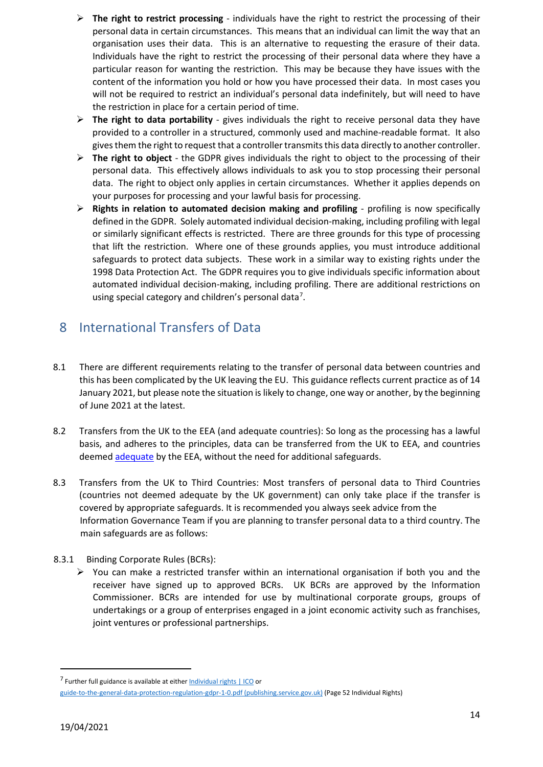- **The right to restrict processing** - individuals have the right to restrict the processing of their personal data in certain circumstances. This means that an individual can limit the way that an organisation uses their data. This is an alternative to requesting the erasure of their data. Individuals have the right to restrict the processing of their personal data where they have a particular reason for wanting the restriction. This may be because they have issues with the content of the information you hold or how you have processed their data. In most cases you will not be required to restrict an individual's personal data indefinitely, but will need to have the restriction in place for a certain period of time.
- **The right to data portability** - gives individuals the right to receive personal data they have provided to a controller in a structured, commonly used and machine-readable format. It also gives them the right to request that a controller transmits this data directly to another controller.
- **The right to object** - the GDPR gives individuals the right to object to the processing of their personal data. This effectively allows individuals to ask you to stop processing their personal data. The right to object only applies in certain circumstances. Whether it applies depends on your purposes for processing and your lawful basis for processing.
- **Rights in relation to automated decision making and profiling** - profiling is now specifically defined in the GDPR. Solely automated individual decision-making, including profiling with legal or similarly significant effects is restricted. There are three grounds for this type of processing that lift the restriction. Where one of these grounds applies, you must introduce additional safeguards to protect data subjects. These work in a similar way to existing rights under the 1998 Data Protection Act. The GDPR requires you to give individuals specific information about automated individual decision-making, including profiling. There are additional restrictions on using special category and children's personal data[7].

## 8 International Transfers of Data

8.1 There are different requirements relating to the transfer of personal data between countries and this has been complicated by the UK leaving the EU. This guidance reflects current practice as of 14 January 2021, but please note the situation is likely to change, one way or another, by the beginning of June 2021 at the latest.

8.2 Transfers from the UK to the EEA (and adequate countries): So long as the processing has a lawful basis, and adheres to the principles, data can be transferred from the UK to EEA, and countries deemed adequate by the EEA, without the need for additional safeguards.

8.3 Transfers from the UK to Third Countries: Most transfers of personal data to Third Countries (countries not deemed adequate by the UK government) can only take place if the transfer is covered by appropriate safeguards. It is recommended you always seek advice from the Information Governance Team if you are planning to transfer personal data to a third country. The main safeguards are as follows:

8.3.1 Binding Corporate Rules (BCRs):

- You can make a restricted transfer within an international organisation if both you and the receiver have signed up to approved BCRs. UK BCRs are approved by the Information Commissioner. BCRs are intended for use by multinational corporate groups, groups of undertakings or a group of enterprises engaged in a joint economic activity such as franchises, joint ventures or professional partnerships.

---

[7] Further full guidance is available at either Individual rights | ICO or guide-to-the-general-data-protection-regulation-gdpr-1-0.pdf (publishing.service.gov.uk) (Page 52 Individual Rights)

19/04/2021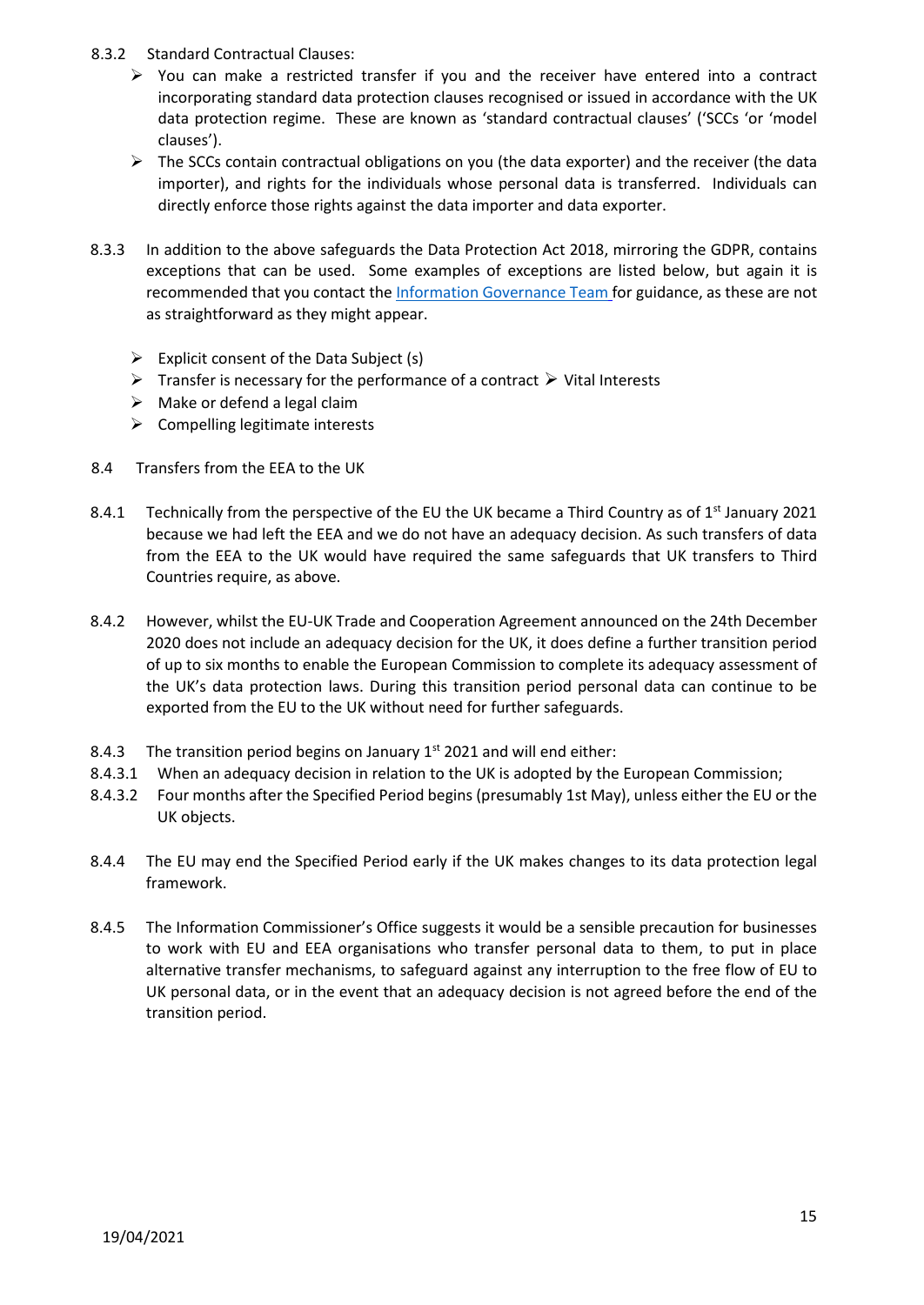8.3.2 Standard Contractual Clauses:

- You can make a restricted transfer if you and the receiver have entered into a contract incorporating standard data protection clauses recognised or issued in accordance with the UK data protection regime. These are known as 'standard contractual clauses' ('SCCs 'or 'model clauses').
- The SCCs contain contractual obligations on you (the data exporter) and the receiver (the data importer), and rights for the individuals whose personal data is transferred. Individuals can directly enforce those rights against the data importer and data exporter.

8.3.3 In addition to the above safeguards the Data Protection Act 2018, mirroring the GDPR, contains exceptions that can be used. Some examples of exceptions are listed below, but again it is recommended that you contact the Information Governance Team for guidance, as these are not as straightforward as they might appear.

- Explicit consent of the Data Subject (s)
- Transfer is necessary for the performance of a contract
- Vital Interests
- Make or defend a legal claim
- Compelling legitimate interests

8.4 Transfers from the EEA to the UK

8.4.1 Technically from the perspective of the EU the UK became a Third Country as of 1st January 2021 because we had left the EEA and we do not have an adequacy decision. As such transfers of data from the EEA to the UK would have required the same safeguards that UK transfers to Third Countries require, as above.

8.4.2 However, whilst the EU-UK Trade and Cooperation Agreement announced on the 24th December 2020 does not include an adequacy decision for the UK, it does define a further transition period of up to six months to enable the European Commission to complete its adequacy assessment of the UK's data protection laws. During this transition period personal data can continue to be exported from the EU to the UK without need for further safeguards.

8.4.3 The transition period begins on January 1st 2021 and will end either:

8.4.3.1 When an adequacy decision in relation to the UK is adopted by the European Commission;

8.4.3.2 Four months after the Specified Period begins (presumably 1st May), unless either the EU or the UK objects.

8.4.4 The EU may end the Specified Period early if the UK makes changes to its data protection legal framework.

8.4.5 The Information Commissioner's Office suggests it would be a sensible precaution for businesses to work with EU and EEA organisations who transfer personal data to them, to put in place alternative transfer mechanisms, to safeguard against any interruption to the free flow of EU to UK personal data, or in the event that an adequacy decision is not agreed before the end of the transition period.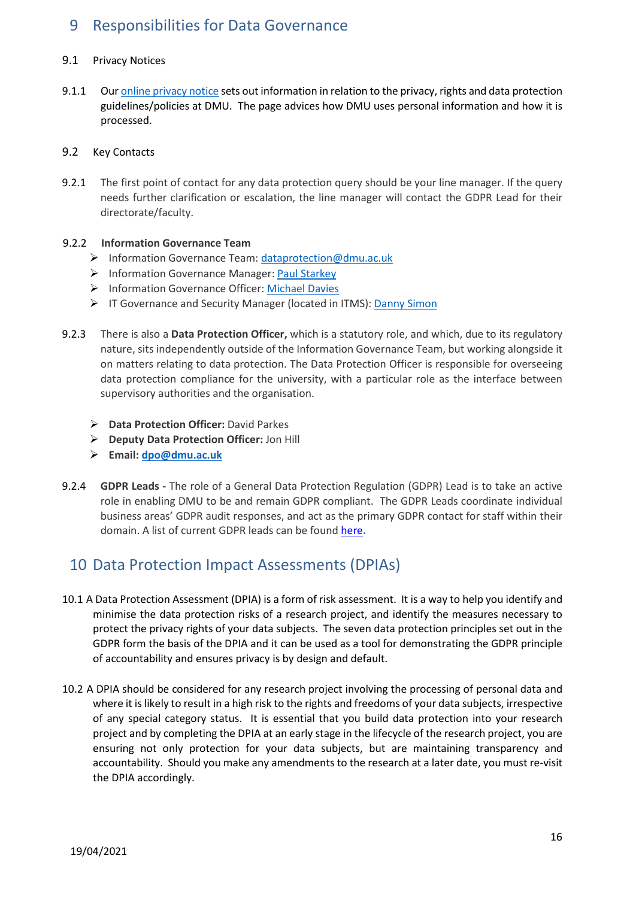# 9 Responsibilities for Data Governance

## 9.1 Privacy Notices

9.1.1 Our online privacy notice sets out information in relation to the privacy, rights and data protection guidelines/policies at DMU. The page advices how DMU uses personal information and how it is processed.

## 9.2 Key Contacts

9.2.1 The first point of contact for any data protection query should be your line manager. If the query needs further clarification or escalation, the line manager will contact the GDPR Lead for their directorate/faculty.

9.2.2 **Information Governance Team**

- Information Governance Team: dataprotection@dmu.ac.uk
- Information Governance Manager: Paul Starkey
- Information Governance Officer: Michael Davies
- IT Governance and Security Manager (located in ITMS): Danny Simon

9.2.3 There is also a **Data Protection Officer,** which is a statutory role, and which, due to its regulatory nature, sits independently outside of the Information Governance Team, but working alongside it on matters relating to data protection. The Data Protection Officer is responsible for overseeing data protection compliance for the university, with a particular role as the interface between supervisory authorities and the organisation.

- **Data Protection Officer:** David Parkes
- **Deputy Data Protection Officer:** Jon Hill
- **Email: dpo@dmu.ac.uk**

9.2.4 **GDPR Leads -** The role of a General Data Protection Regulation (GDPR) Lead is to take an active role in enabling DMU to be and remain GDPR compliant. The GDPR Leads coordinate individual business areas' GDPR audit responses, and act as the primary GDPR contact for staff within their domain. A list of current GDPR leads can be found here.

# 10 Data Protection Impact Assessments (DPIAs)

10.1 A Data Protection Assessment (DPIA) is a form of risk assessment. It is a way to help you identify and minimise the data protection risks of a research project, and identify the measures necessary to protect the privacy rights of your data subjects. The seven data protection principles set out in the GDPR form the basis of the DPIA and it can be used as a tool for demonstrating the GDPR principle of accountability and ensures privacy is by design and default.

10.2 A DPIA should be considered for any research project involving the processing of personal data and where it is likely to result in a high risk to the rights and freedoms of your data subjects, irrespective of any special category status. It is essential that you build data protection into your research project and by completing the DPIA at an early stage in the lifecycle of the research project, you are ensuring not only protection for your data subjects, but are maintaining transparency and accountability. Should you make any amendments to the research at a later date, you must re-visit the DPIA accordingly.

19/04/2021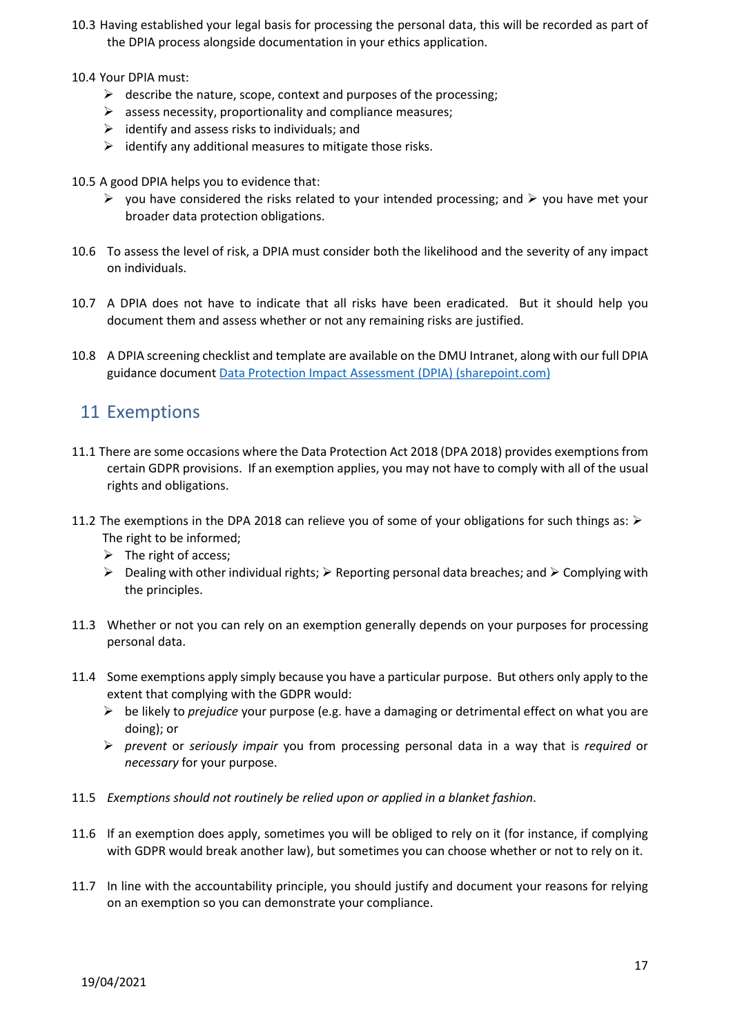10.3 Having established your legal basis for processing the personal data, this will be recorded as part of the DPIA process alongside documentation in your ethics application.

10.4 Your DPIA must:

- describe the nature, scope, context and purposes of the processing;
- assess necessity, proportionality and compliance measures;
- identify and assess risks to individuals; and
- identify any additional measures to mitigate those risks.

10.5 A good DPIA helps you to evidence that:

- you have considered the risks related to your intended processing; and
- you have met your broader data protection obligations.

10.6 To assess the level of risk, a DPIA must consider both the likelihood and the severity of any impact on individuals.

10.7 A DPIA does not have to indicate that all risks have been eradicated. But it should help you document them and assess whether or not any remaining risks are justified.

10.8 A DPIA screening checklist and template are available on the DMU Intranet, along with our full DPIA guidance document [Data Protection Impact Assessment (DPIA) (sharepoint.com)]

## 11 Exemptions

11.1 There are some occasions where the Data Protection Act 2018 (DPA 2018) provides exemptions from certain GDPR provisions. If an exemption applies, you may not have to comply with all of the usual rights and obligations.

11.2 The exemptions in the DPA 2018 can relieve you of some of your obligations for such things as:

- The right to be informed;
- The right of access;
- Dealing with other individual rights;
- Reporting personal data breaches; and
- Complying with the principles.

11.3 Whether or not you can rely on an exemption generally depends on your purposes for processing personal data.

11.4 Some exemptions apply simply because you have a particular purpose. But others only apply to the extent that complying with the GDPR would:

- be likely to *prejudice* your purpose (e.g. have a damaging or detrimental effect on what you are doing); or
- *prevent* or *seriously impair* you from processing personal data in a way that is *required* or *necessary* for your purpose.

11.5 *Exemptions should not routinely be relied upon or applied in a blanket fashion*.

11.6 If an exemption does apply, sometimes you will be obliged to rely on it (for instance, if complying with GDPR would break another law), but sometimes you can choose whether or not to rely on it.

11.7 In line with the accountability principle, you should justify and document your reasons for relying on an exemption so you can demonstrate your compliance.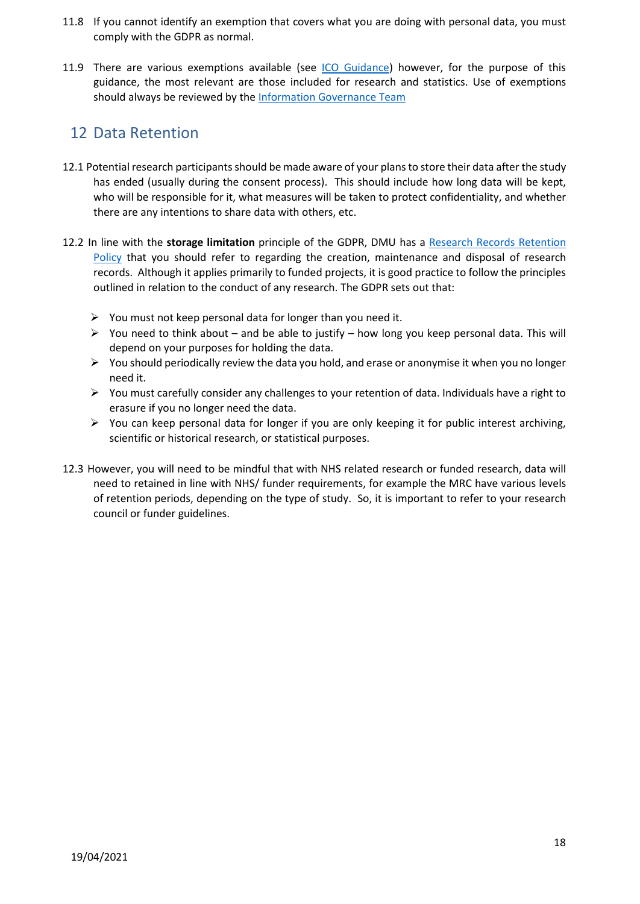11.8 If you cannot identify an exemption that covers what you are doing with personal data, you must comply with the GDPR as normal.

11.9 There are various exemptions available (see [ICO Guidance]) however, for the purpose of this guidance, the most relevant are those included for research and statistics. Use of exemptions should always be reviewed by the [Information Governance Team]

## 12 Data Retention

12.1 Potential research participants should be made aware of your plans to store their data after the study has ended (usually during the consent process). This should include how long data will be kept, who will be responsible for it, what measures will be taken to protect confidentiality, and whether there are any intentions to share data with others, etc.

12.2 In line with the **storage limitation** principle of the GDPR, DMU has a [Research Records Retention Policy] that you should refer to regarding the creation, maintenance and disposal of research records. Although it applies primarily to funded projects, it is good practice to follow the principles outlined in relation to the conduct of any research. The GDPR sets out that:

- You must not keep personal data for longer than you need it.
- You need to think about – and be able to justify – how long you keep personal data. This will depend on your purposes for holding the data.
- You should periodically review the data you hold, and erase or anonymise it when you no longer need it.
- You must carefully consider any challenges to your retention of data. Individuals have a right to erasure if you no longer need the data.
- You can keep personal data for longer if you are only keeping it for public interest archiving, scientific or historical research, or statistical purposes.

12.3 However, you will need to be mindful that with NHS related research or funded research, data will need to retained in line with NHS/ funder requirements, for example the MRC have various levels of retention periods, depending on the type of study. So, it is important to refer to your research council or funder guidelines.

19/04/2021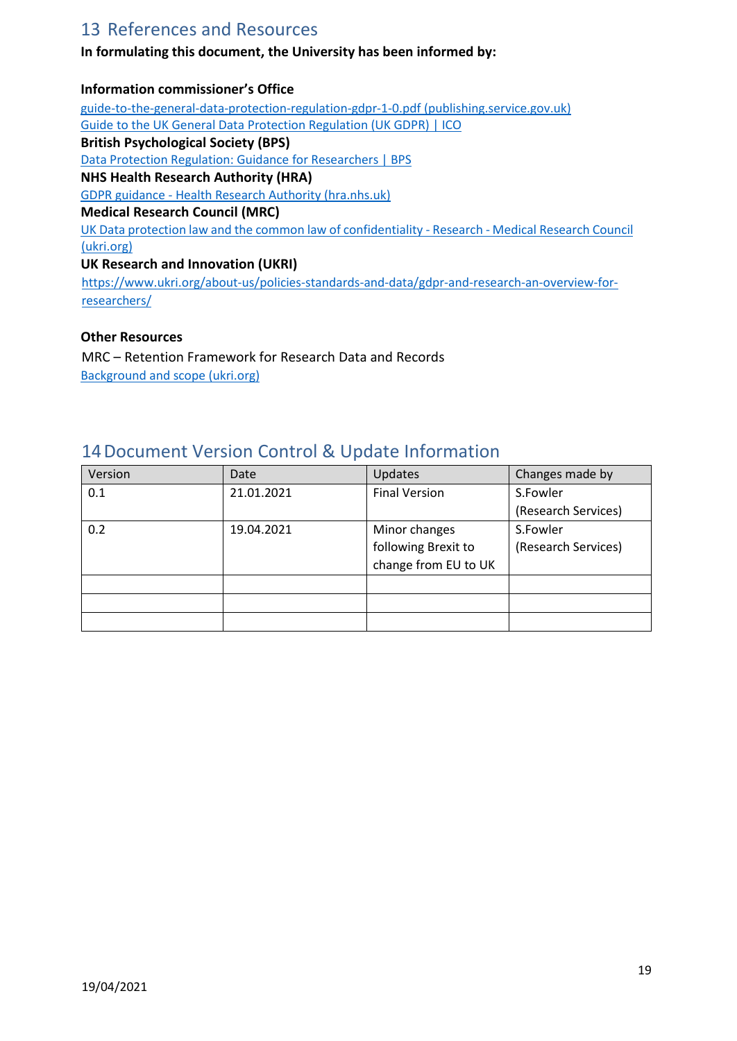## 13 References and Resources

**In formulating this document, the University has been informed by:**

**Information commissioner's Office**

guide-to-the-general-data-protection-regulation-gdpr-1-0.pdf (publishing.service.gov.uk)
Guide to the UK General Data Protection Regulation (UK GDPR) | ICO

**British Psychological Society (BPS)**

Data Protection Regulation: Guidance for Researchers | BPS

**NHS Health Research Authority (HRA)**

GDPR guidance - Health Research Authority (hra.nhs.uk)

**Medical Research Council (MRC)**

UK Data protection law and the common law of confidentiality - Research - Medical Research Council (ukri.org)

**UK Research and Innovation (UKRI)**

https://www.ukri.org/about-us/policies-standards-and-data/gdpr-and-research-an-overview-for-researchers/

**Other Resources**

MRC – Retention Framework for Research Data and Records
Background and scope (ukri.org)

## 14 Document Version Control & Update Information

| Version | Date | Updates | Changes made by |
|---|---|---|---|
| 0.1 | 21.01.2021 | Final Version | S.Fowler (Research Services) |
| 0.2 | 19.04.2021 | Minor changes following Brexit to change from EU to UK | S.Fowler (Research Services) |
| | | | |
| | | | |
| | | | |

19/04/2021